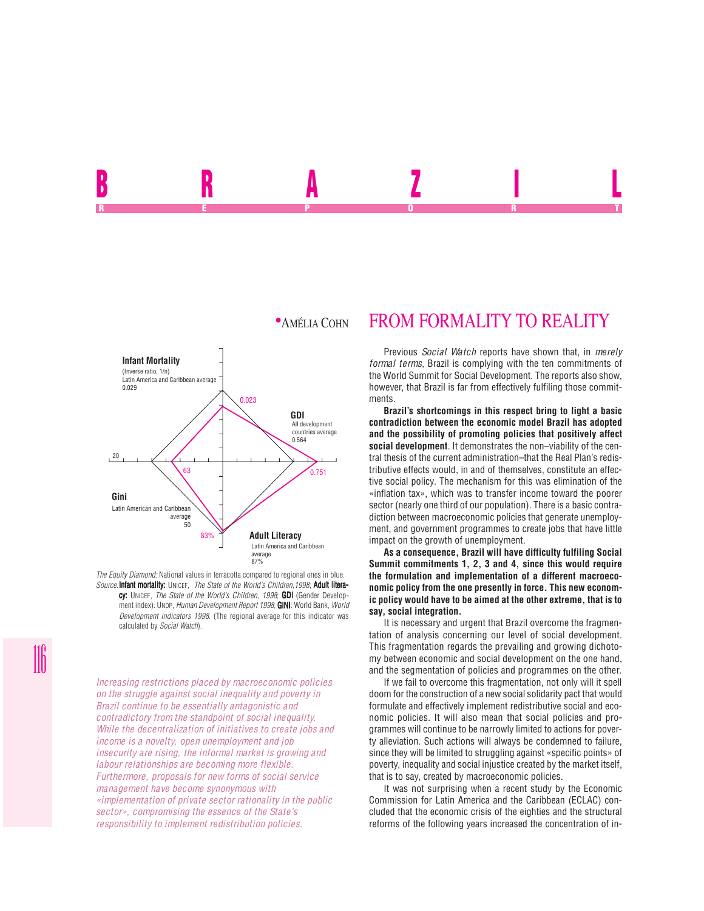# BRAZIL REPORT

## FROM FORMALITY TO REALITY

**•AMÉLIA COHN**

Infant Mortality (Inverse ratio, 1/n) Latin America and Caribbean average 0.029 — 0.023

GDI All development countries average 0.564 — 0.751

Gini Latin American and Caribbean average 50 — 63

Adult Literacy Latin America and Caribbean average 87% — 83%

*The Equity Diamond:* National values in terracotta compared to regional ones in blue.
*Source:* **Infant mortality:** UNICEF, *The State of the World's Children,1998*; **Adult literacy:** UNICEF, *The State of the World's Children, 1998*; **GDI** (Gender Development index): UNDP, *Human Development Report 1998*; **GINI**: World Bank, *World Development indicators 1998*. (The regional average for this indicator was calculated by *Social Watch*).

*Increasing restrictions placed by macroeconomic policies on the struggle against social inequality and poverty in Brazil continue to be essentially antagonistic and contradictory from the standpoint of social inequality. While the decentralization of initiatives to create jobs and income is a novelty, open unemployment and job insecurity are rising, the informal market is growing and labour relationships are becoming more flexible. Furthermore, proposals for new forms of social service management have become synonymous with «implementation of private sector rationality in the public sector», compromising the essence of the State's responsibility to implement redistribution policies.*

Previous *Social Watch* reports have shown that, in *merely formal terms*, Brazil is complying with the ten commitments of the World Summit for Social Development. The reports also show, however, that Brazil is far from effectively fulfiling those commitments.

**Brazil's shortcomings in this respect bring to light a basic contradiction between the economic model Brazil has adopted and the possibility of promoting policies that positively affect social development**. It demonstrates the non–viability of the central thesis of the current administration–that the Real Plan's redistributive effects would, in and of themselves, constitute an effective social policy. The mechanism for this was elimination of the «inflation tax», which was to transfer income toward the poorer sector (nearly one third of our population). There is a basic contradiction between macroeconomic policies that generate unemployment, and government programmes to create jobs that have little impact on the growth of unemployment.

**As a consequence, Brazil will have difficulty fulfiling Social Summit commitments 1, 2, 3 and 4, since this would require the formulation and implementation of a different macroeconomic policy from the one presently in force. This new economic policy would have to be aimed at the other extreme, that is to say, social integration.**

It is necessary and urgent that Brazil overcome the fragmentation of analysis concerning our level of social development. This fragmentation regards the prevailing and growing dichotomy between economic and social development on the one hand, and the segmentation of policies and programmes on the other.

If we fail to overcome this fragmentation, not only will it spell doom for the construction of a new social solidarity pact that would formulate and effectively implement redistributive social and economic policies. It will also mean that social policies and programmes will continue to be narrowly limited to actions for poverty alleviation. Such actions will always be condemned to failure, since they will be limited to struggling against «specific points» of poverty, inequality and social injustice created by the market itself, that is to say, created by macroeconomic policies.

It was not surprising when a recent study by the Economic Commission for Latin America and the Caribbean (ECLAC) concluded that the economic crisis of the eighties and the structural reforms of the following years increased the concentration of in-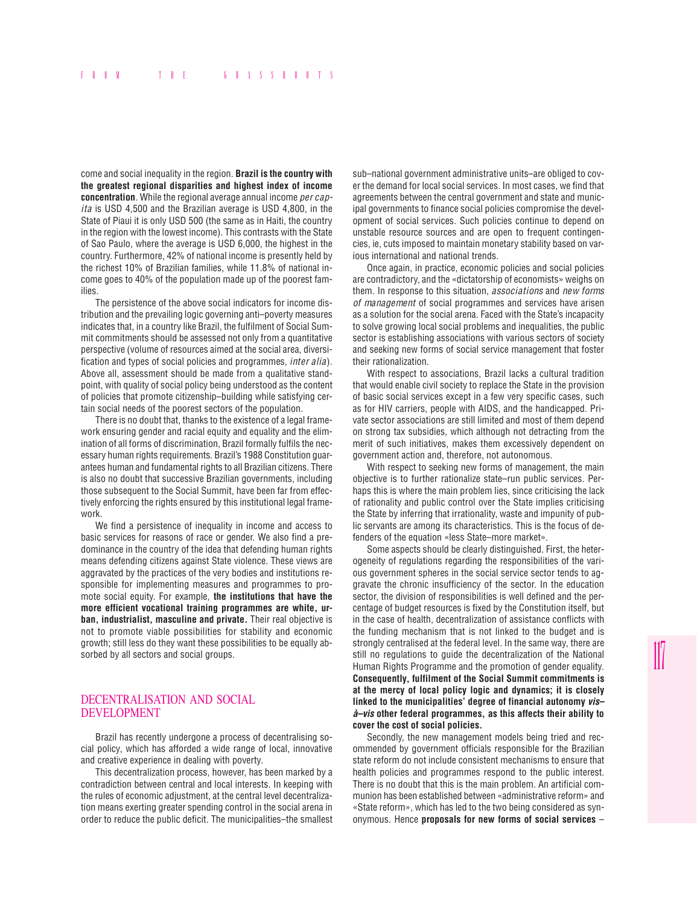come and social inequality in the region. **Brazil is the country with the greatest regional disparities and highest index of income concentration**. While the regional average annual income *per capita* is USD 4,500 and the Brazilian average is USD 4,800, in the State of Piaui it is only USD 500 (the same as in Haiti, the country in the region with the lowest income). This contrasts with the State of Sao Paulo, where the average is USD 6,000, the highest in the country. Furthermore, 42% of national income is presently held by the richest 10% of Brazilian families, while 11.8% of national income goes to 40% of the population made up of the poorest families.

The persistence of the above social indicators for income distribution and the prevailing logic governing anti–poverty measures indicates that, in a country like Brazil, the fulfilment of Social Summit commitments should be assessed not only from a quantitative perspective (volume of resources aimed at the social area, diversification and types of social policies and programmes, *inter alia*). Above all, assessment should be made from a qualitative standpoint, with quality of social policy being understood as the content of policies that promote citizenship–building while satisfying certain social needs of the poorest sectors of the population.

There is no doubt that, thanks to the existence of a legal framework ensuring gender and racial equity and equality and the elimination of all forms of discrimination, Brazil formally fulfils the necessary human rights requirements. Brazil's 1988 Constitution guarantees human and fundamental rights to all Brazilian citizens. There is also no doubt that successive Brazilian governments, including those subsequent to the Social Summit, have been far from effectively enforcing the rights ensured by this institutional legal framework.

We find a persistence of inequality in income and access to basic services for reasons of race or gender. We also find a predominance in the country of the idea that defending human rights means defending citizens against State violence. These views are aggravated by the practices of the very bodies and institutions responsible for implementing measures and programmes to promote social equity. For example, **the institutions that have the more efficient vocational training programmes are white, urban, industrialist, masculine and private.** Their real objective is not to promote viable possibilities for stability and economic growth; still less do they want these possibilities to be equally absorbed by all sectors and social groups.

## DECENTRALISATION AND SOCIAL DEVELOPMENT

Brazil has recently undergone a process of decentralising social policy, which has afforded a wide range of local, innovative and creative experience in dealing with poverty.

This decentralization process, however, has been marked by a contradiction between central and local interests. In keeping with the rules of economic adjustment, at the central level decentralization means exerting greater spending control in the social arena in order to reduce the public deficit. The municipalities–the smallest sub–national government administrative units–are obliged to cover the demand for local social services. In most cases, we find that agreements between the central government and state and municipal governments to finance social policies compromise the development of social services. Such policies continue to depend on unstable resource sources and are open to frequent contingencies, ie, cuts imposed to maintain monetary stability based on various international and national trends.

Once again, in practice, economic policies and social policies are contradictory, and the «dictatorship of economists» weighs on them. In response to this situation, *associations* and *new forms of management* of social programmes and services have arisen as a solution for the social arena. Faced with the State's incapacity to solve growing local social problems and inequalities, the public sector is establishing associations with various sectors of society and seeking new forms of social service management that foster their rationalization.

With respect to associations, Brazil lacks a cultural tradition that would enable civil society to replace the State in the provision of basic social services except in a few very specific cases, such as for HIV carriers, people with AIDS, and the handicapped. Private sector associations are still limited and most of them depend on strong tax subsidies, which although not detracting from the merit of such initiatives, makes them excessively dependent on government action and, therefore, not autonomous.

With respect to seeking new forms of management, the main objective is to further rationalize state–run public services. Perhaps this is where the main problem lies, since criticising the lack of rationality and public control over the State implies criticising the State by inferring that irrationality, waste and impunity of public servants are among its characteristics. This is the focus of defenders of the equation «less State–more market».

Some aspects should be clearly distinguished. First, the heterogeneity of regulations regarding the responsibilities of the various government spheres in the social service sector tends to aggravate the chronic insufficiency of the sector. In the education sector, the division of responsibilities is well defined and the percentage of budget resources is fixed by the Constitution itself, but in the case of health, decentralization of assistance conflicts with the funding mechanism that is not linked to the budget and is strongly centralised at the federal level. In the same way, there are still no regulations to guide the decentralization of the National Human Rights Programme and the promotion of gender equality. **Consequently, fulfilment of the Social Summit commitments is at the mercy of local policy logic and dynamics; it is closely linked to the municipalities' degree of financial autonomy *vis–à–vis* other federal programmes, as this affects their ability to cover the cost of social policies.**

Secondly, the new management models being tried and recommended by government officials responsible for the Brazilian state reform do not include consistent mechanisms to ensure that health policies and programmes respond to the public interest. There is no doubt that this is the main problem. An artificial communion has been established between «administrative reform» and «State reform», which has led to the two being considered as synonymous. Hence **proposals for new forms of social services** –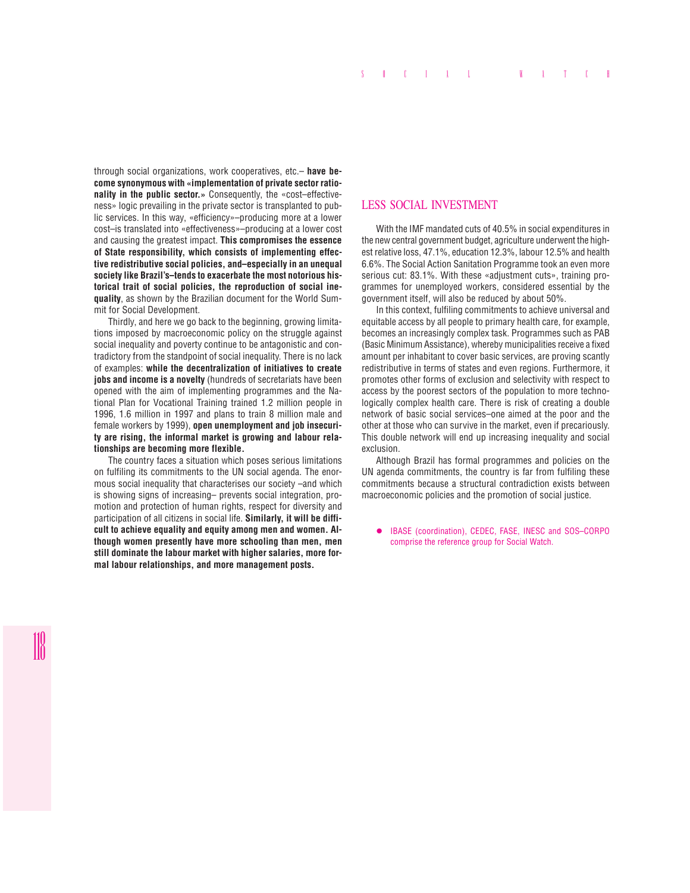through social organizations, work cooperatives, etc.– **have become synonymous with «implementation of private sector rationality in the public sector.»** Consequently, the «cost–effectiveness» logic prevailing in the private sector is transplanted to public services. In this way, «efficiency»–producing more at a lower cost–is translated into «effectiveness»–producing at a lower cost and causing the greatest impact. **This compromises the essence of State responsibility, which consists of implementing effective redistributive social policies, and–especially in an unequal society like Brazil's–tends to exacerbate the most notorious historical trait of social policies, the reproduction of social inequality**, as shown by the Brazilian document for the World Summit for Social Development.

Thirdly, and here we go back to the beginning, growing limitations imposed by macroeconomic policy on the struggle against social inequality and poverty continue to be antagonistic and contradictory from the standpoint of social inequality. There is no lack of examples: **while the decentralization of initiatives to create jobs and income is a novelty** (hundreds of secretariats have been opened with the aim of implementing programmes and the National Plan for Vocational Training trained 1.2 million people in 1996, 1.6 million in 1997 and plans to train 8 million male and female workers by 1999), **open unemployment and job insecurity are rising, the informal market is growing and labour relationships are becoming more flexible.**

The country faces a situation which poses serious limitations on fulfiling its commitments to the UN social agenda. The enormous social inequality that characterises our society –and which is showing signs of increasing– prevents social integration, promotion and protection of human rights, respect for diversity and participation of all citizens in social life. **Similarly, it will be difficult to achieve equality and equity among men and women. Although women presently have more schooling than men, men still dominate the labour market with higher salaries, more formal labour relationships, and more management posts.**

## LESS SOCIAL INVESTMENT

With the IMF mandated cuts of 40.5% in social expenditures in the new central government budget, agriculture underwent the highest relative loss, 47.1%, education 12.3%, labour 12.5% and health 6.6%. The Social Action Sanitation Programme took an even more serious cut: 83.1%. With these «adjustment cuts», training programmes for unemployed workers, considered essential by the government itself, will also be reduced by about 50%.

In this context, fulfiling commitments to achieve universal and equitable access by all people to primary health care, for example, becomes an increasingly complex task. Programmes such as PAB (Basic Minimum Assistance), whereby municipalities receive a fixed amount per inhabitant to cover basic services, are proving scantly redistributive in terms of states and even regions. Furthermore, it promotes other forms of exclusion and selectivity with respect to access by the poorest sectors of the population to more technologically complex health care. There is risk of creating a double network of basic social services–one aimed at the poor and the other at those who can survive in the market, even if precariously. This double network will end up increasing inequality and social exclusion.

Although Brazil has formal programmes and policies on the UN agenda commitments, the country is far from fulfiling these commitments because a structural contradiction exists between macroeconomic policies and the promotion of social justice.

- IBASE (coordination), CEDEC, FASE, INESC and SOS–CORPO comprise the reference group for Social Watch.